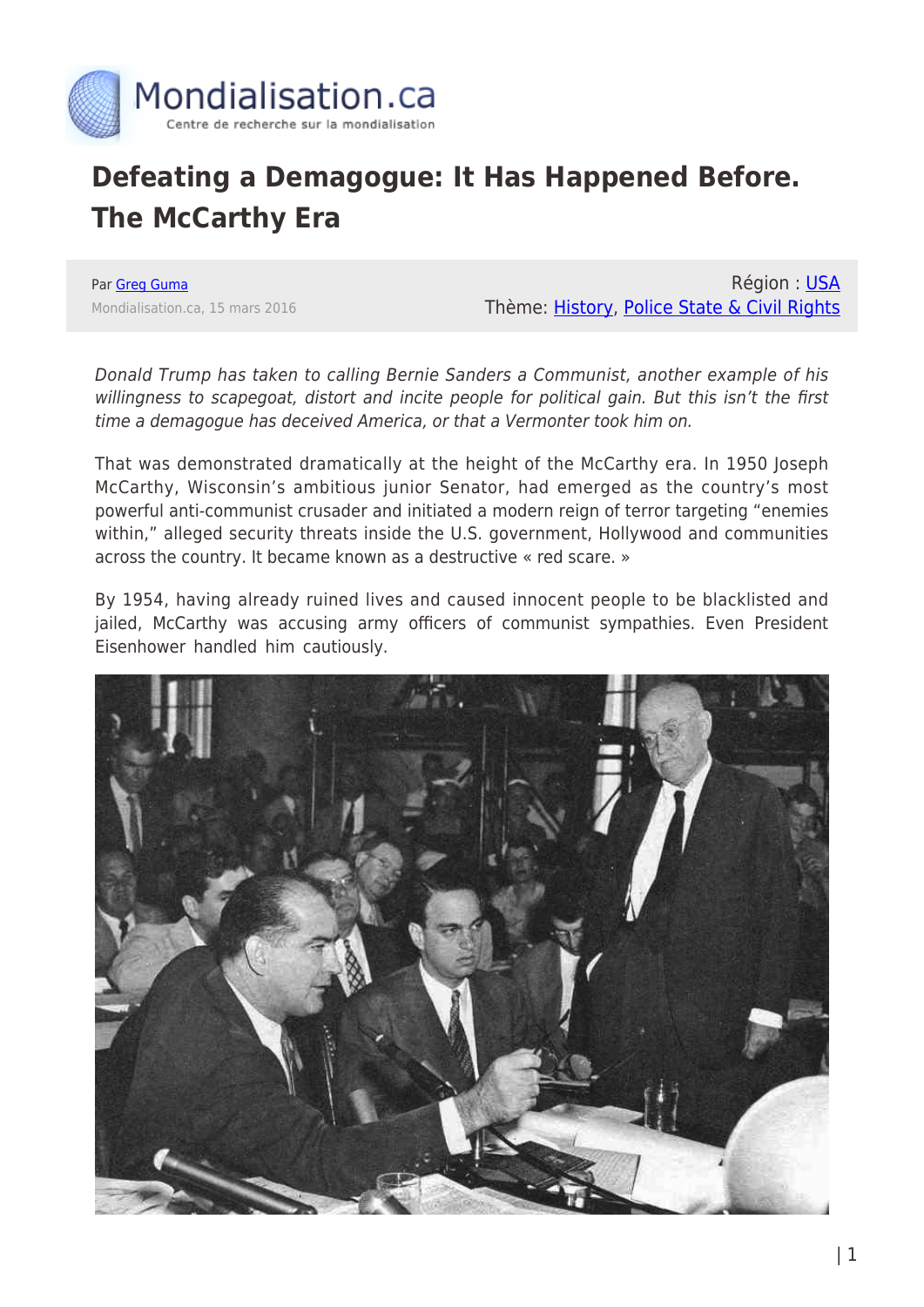# Defeating a Demagogue: It Has Happened Before. The McCarthy Era

Par Greg Guma
Mondialisation.ca, 15 mars 2016

Région : USA
Thème: History, Police State & Civil Rights

*Donald Trump has taken to calling Bernie Sanders a Communist, another example of his willingness to scapegoat, distort and incite people for political gain. But this isn't the first time a demagogue has deceived America, or that a Vermonter took him on.*

That was demonstrated dramatically at the height of the McCarthy era. In 1950 Joseph McCarthy, Wisconsin's ambitious junior Senator, had emerged as the country's most powerful anti-communist crusader and initiated a modern reign of terror targeting "enemies within," alleged security threats inside the U.S. government, Hollywood and communities across the country. It became known as a destructive « red scare. »

By 1954, having already ruined lives and caused innocent people to be blacklisted and jailed, McCarthy was accusing army officers of communist sympathies. Even President Eisenhower handled him cautiously.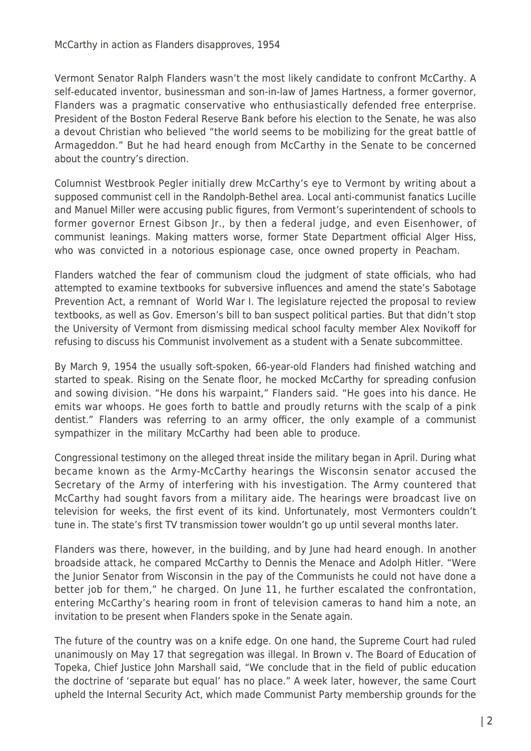McCarthy in action as Flanders disapproves, 1954

Vermont Senator Ralph Flanders wasn't the most likely candidate to confront McCarthy. A self-educated inventor, businessman and son-in-law of James Hartness, a former governor, Flanders was a pragmatic conservative who enthusiastically defended free enterprise. President of the Boston Federal Reserve Bank before his election to the Senate, he was also a devout Christian who believed "the world seems to be mobilizing for the great battle of Armageddon." But he had heard enough from McCarthy in the Senate to be concerned about the country's direction.

Columnist Westbrook Pegler initially drew McCarthy's eye to Vermont by writing about a supposed communist cell in the Randolph-Bethel area. Local anti-communist fanatics Lucille and Manuel Miller were accusing public figures, from Vermont's superintendent of schools to former governor Ernest Gibson Jr., by then a federal judge, and even Eisenhower, of communist leanings. Making matters worse, former State Department official Alger Hiss, who was convicted in a notorious espionage case, once owned property in Peacham.

Flanders watched the fear of communism cloud the judgment of state officials, who had attempted to examine textbooks for subversive influences and amend the state's Sabotage Prevention Act, a remnant of World War I. The legislature rejected the proposal to review textbooks, as well as Gov. Emerson's bill to ban suspect political parties. But that didn't stop the University of Vermont from dismissing medical school faculty member Alex Novikoff for refusing to discuss his Communist involvement as a student with a Senate subcommittee.

By March 9, 1954 the usually soft-spoken, 66-year-old Flanders had finished watching and started to speak. Rising on the Senate floor, he mocked McCarthy for spreading confusion and sowing division. "He dons his warpaint," Flanders said. "He goes into his dance. He emits war whoops. He goes forth to battle and proudly returns with the scalp of a pink dentist." Flanders was referring to an army officer, the only example of a communist sympathizer in the military McCarthy had been able to produce.

Congressional testimony on the alleged threat inside the military began in April. During what became known as the Army-McCarthy hearings the Wisconsin senator accused the Secretary of the Army of interfering with his investigation. The Army countered that McCarthy had sought favors from a military aide. The hearings were broadcast live on television for weeks, the first event of its kind. Unfortunately, most Vermonters couldn't tune in. The state's first TV transmission tower wouldn't go up until several months later.

Flanders was there, however, in the building, and by June had heard enough. In another broadside attack, he compared McCarthy to Dennis the Menace and Adolph Hitler. "Were the Junior Senator from Wisconsin in the pay of the Communists he could not have done a better job for them," he charged. On June 11, he further escalated the confrontation, entering McCarthy's hearing room in front of television cameras to hand him a note, an invitation to be present when Flanders spoke in the Senate again.

The future of the country was on a knife edge. On one hand, the Supreme Court had ruled unanimously on May 17 that segregation was illegal. In Brown v. The Board of Education of Topeka, Chief Justice John Marshall said, "We conclude that in the field of public education the doctrine of 'separate but equal' has no place." A week later, however, the same Court upheld the Internal Security Act, which made Communist Party membership grounds for the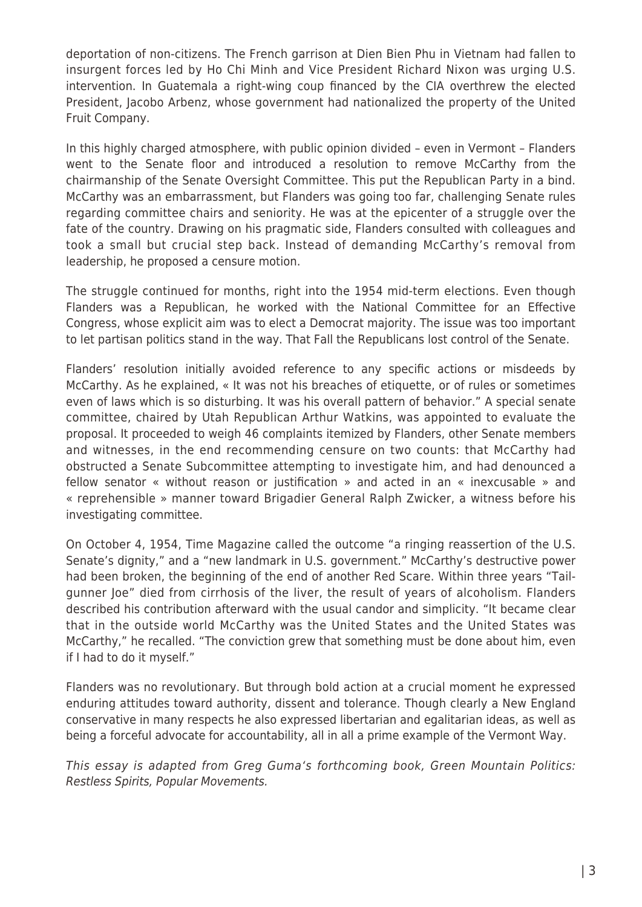deportation of non-citizens. The French garrison at Dien Bien Phu in Vietnam had fallen to insurgent forces led by Ho Chi Minh and Vice President Richard Nixon was urging U.S. intervention. In Guatemala a right-wing coup financed by the CIA overthrew the elected President, Jacobo Arbenz, whose government had nationalized the property of the United Fruit Company.

In this highly charged atmosphere, with public opinion divided – even in Vermont – Flanders went to the Senate floor and introduced a resolution to remove McCarthy from the chairmanship of the Senate Oversight Committee. This put the Republican Party in a bind. McCarthy was an embarrassment, but Flanders was going too far, challenging Senate rules regarding committee chairs and seniority. He was at the epicenter of a struggle over the fate of the country. Drawing on his pragmatic side, Flanders consulted with colleagues and took a small but crucial step back. Instead of demanding McCarthy's removal from leadership, he proposed a censure motion.

The struggle continued for months, right into the 1954 mid-term elections. Even though Flanders was a Republican, he worked with the National Committee for an Effective Congress, whose explicit aim was to elect a Democrat majority. The issue was too important to let partisan politics stand in the way. That Fall the Republicans lost control of the Senate.

Flanders' resolution initially avoided reference to any specific actions or misdeeds by McCarthy. As he explained, « It was not his breaches of etiquette, or of rules or sometimes even of laws which is so disturbing. It was his overall pattern of behavior." A special senate committee, chaired by Utah Republican Arthur Watkins, was appointed to evaluate the proposal. It proceeded to weigh 46 complaints itemized by Flanders, other Senate members and witnesses, in the end recommending censure on two counts: that McCarthy had obstructed a Senate Subcommittee attempting to investigate him, and had denounced a fellow senator « without reason or justification » and acted in an « inexcusable » and « reprehensible » manner toward Brigadier General Ralph Zwicker, a witness before his investigating committee.

On October 4, 1954, Time Magazine called the outcome "a ringing reassertion of the U.S. Senate's dignity," and a "new landmark in U.S. government." McCarthy's destructive power had been broken, the beginning of the end of another Red Scare. Within three years "Tail-gunner Joe" died from cirrhosis of the liver, the result of years of alcoholism. Flanders described his contribution afterward with the usual candor and simplicity. "It became clear that in the outside world McCarthy was the United States and the United States was McCarthy," he recalled. "The conviction grew that something must be done about him, even if I had to do it myself."

Flanders was no revolutionary. But through bold action at a crucial moment he expressed enduring attitudes toward authority, dissent and tolerance. Though clearly a New England conservative in many respects he also expressed libertarian and egalitarian ideas, as well as being a forceful advocate for accountability, all in all a prime example of the Vermont Way.

*This essay is adapted from Greg Guma's forthcoming book, Green Mountain Politics: Restless Spirits, Popular Movements.*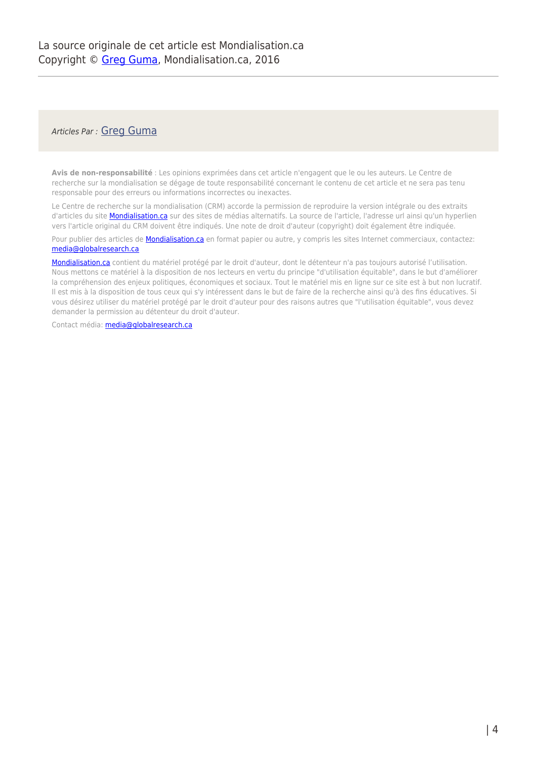La source originale de cet article est Mondialisation.ca
Copyright © [Greg Guma](), Mondialisation.ca, 2016

---

*Articles Par :* [Greg Guma]()

**Avis de non-responsabilité** : Les opinions exprimées dans cet article n'engagent que le ou les auteurs. Le Centre de recherche sur la mondialisation se dégage de toute responsabilité concernant le contenu de cet article et ne sera pas tenu responsable pour des erreurs ou informations incorrectes ou inexactes.

Le Centre de recherche sur la mondialisation (CRM) accorde la permission de reproduire la version intégrale ou des extraits d'articles du site [Mondialisation.ca]() sur des sites de médias alternatifs. La source de l'article, l'adresse url ainsi qu'un hyperlien vers l'article original du CRM doivent être indiqués. Une note de droit d'auteur (copyright) doit également être indiquée.

Pour publier des articles de [Mondialisation.ca]() en format papier ou autre, y compris les sites Internet commerciaux, contactez: [media@globalresearch.ca]()

[Mondialisation.ca]() contient du matériel protégé par le droit d'auteur, dont le détenteur n'a pas toujours autorisé l'utilisation. Nous mettons ce matériel à la disposition de nos lecteurs en vertu du principe "d'utilisation équitable", dans le but d'améliorer la compréhension des enjeux politiques, économiques et sociaux. Tout le matériel mis en ligne sur ce site est à but non lucratif. Il est mis à la disposition de tous ceux qui s'y intéressent dans le but de faire de la recherche ainsi qu'à des fins éducatives. Si vous désirez utiliser du matériel protégé par le droit d'auteur pour des raisons autres que "l'utilisation équitable", vous devez demander la permission au détenteur du droit d'auteur.

Contact média: [media@globalresearch.ca]()